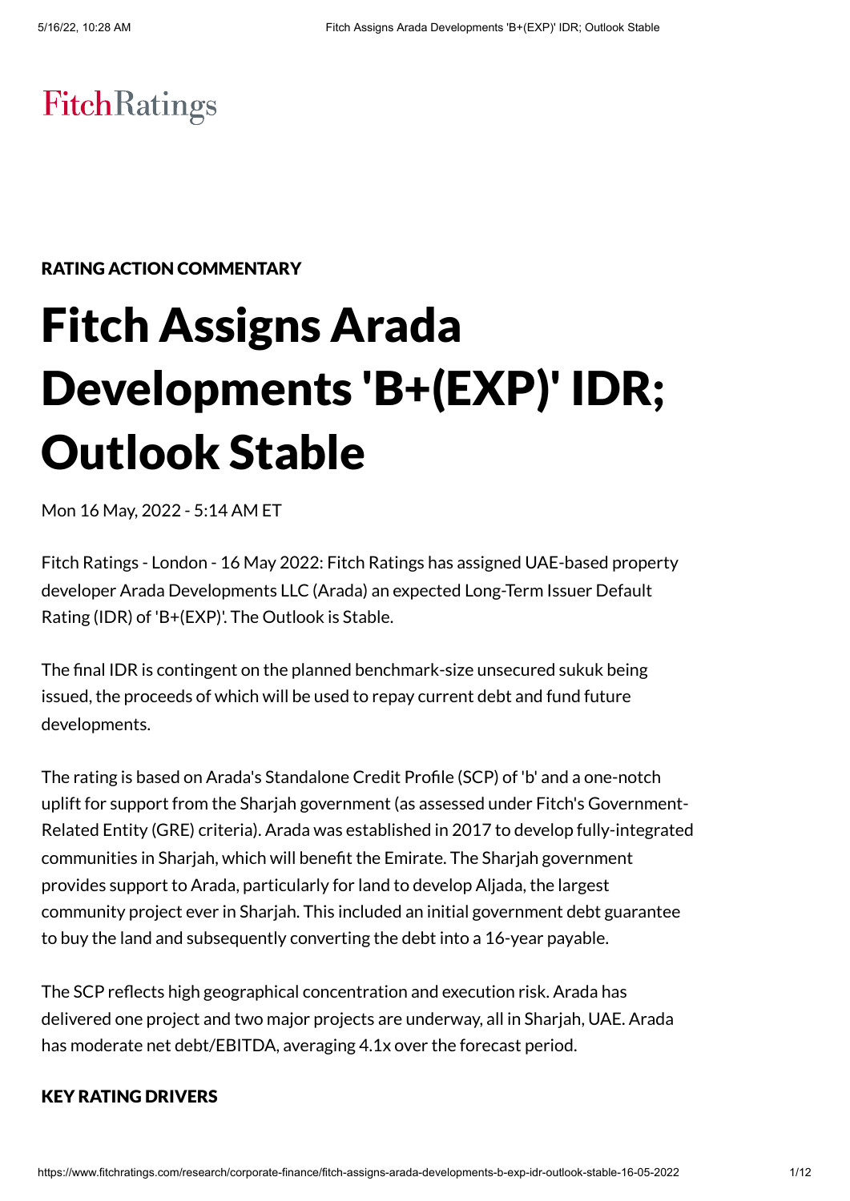FitchRatings

**RATING ACTION COMMENTARY**

# Fitch Assigns Arada Developments 'B+(EXP)' IDR; Outlook Stable

Mon 16 May, 2022 - 5:14 AM ET

Fitch Ratings - London - 16 May 2022: Fitch Ratings has assigned UAE-based property developer Arada Developments LLC (Arada) an expected Long-Term Issuer Default Rating (IDR) of 'B+(EXP)'. The Outlook is Stable.

The final IDR is contingent on the planned benchmark-size unsecured sukuk being issued, the proceeds of which will be used to repay current debt and fund future developments.

The rating is based on Arada's Standalone Credit Profile (SCP) of 'b' and a one-notch uplift for support from the Sharjah government (as assessed under Fitch's Government-Related Entity (GRE) criteria). Arada was established in 2017 to develop fully-integrated communities in Sharjah, which will benefit the Emirate. The Sharjah government provides support to Arada, particularly for land to develop Aljada, the largest community project ever in Sharjah. This included an initial government debt guarantee to buy the land and subsequently converting the debt into a 16-year payable.

The SCP reflects high geographical concentration and execution risk. Arada has delivered one project and two major projects are underway, all in Sharjah, UAE. Arada has moderate net debt/EBITDA, averaging 4.1x over the forecast period.

**KEY RATING DRIVERS**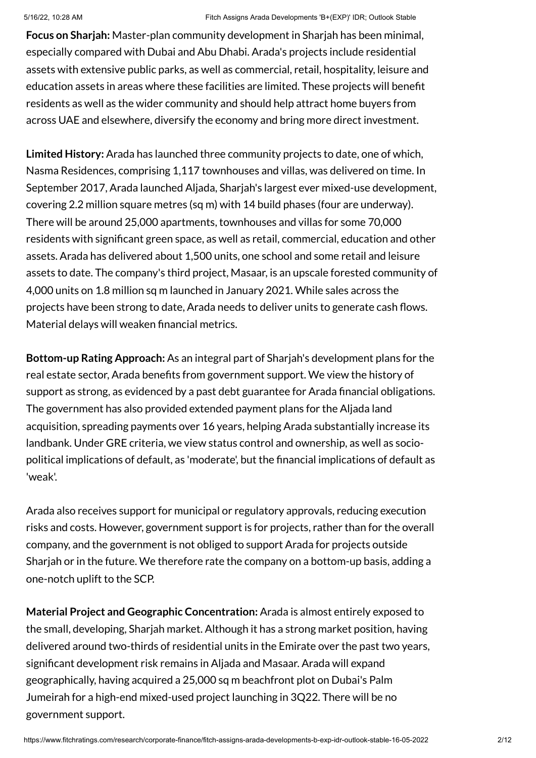**Focus on Sharjah:** Master-plan community development in Sharjah has been minimal, especially compared with Dubai and Abu Dhabi. Arada's projects include residential assets with extensive public parks, as well as commercial, retail, hospitality, leisure and education assets in areas where these facilities are limited. These projects will benefit residents as well as the wider community and should help attract home buyers from across UAE and elsewhere, diversify the economy and bring more direct investment.

**Limited History:** Arada has launched three community projects to date, one of which, Nasma Residences, comprising 1,117 townhouses and villas, was delivered on time. In September 2017, Arada launched Aljada, Sharjah's largest ever mixed-use development, covering 2.2 million square metres (sq m) with 14 build phases (four are underway). There will be around 25,000 apartments, townhouses and villas for some 70,000 residents with significant green space, as well as retail, commercial, education and other assets. Arada has delivered about 1,500 units, one school and some retail and leisure assets to date. The company's third project, Masaar, is an upscale forested community of 4,000 units on 1.8 million sq m launched in January 2021. While sales across the projects have been strong to date, Arada needs to deliver units to generate cash flows. Material delays will weaken financial metrics.

**Bottom-up Rating Approach:** As an integral part of Sharjah's development plans for the real estate sector, Arada benefits from government support. We view the history of support as strong, as evidenced by a past debt guarantee for Arada financial obligations. The government has also provided extended payment plans for the Aljada land acquisition, spreading payments over 16 years, helping Arada substantially increase its landbank. Under GRE criteria, we view status control and ownership, as well as socio-political implications of default, as 'moderate', but the financial implications of default as 'weak'.

Arada also receives support for municipal or regulatory approvals, reducing execution risks and costs. However, government support is for projects, rather than for the overall company, and the government is not obliged to support Arada for projects outside Sharjah or in the future. We therefore rate the company on a bottom-up basis, adding a one-notch uplift to the SCP.

**Material Project and Geographic Concentration:** Arada is almost entirely exposed to the small, developing, Sharjah market. Although it has a strong market position, having delivered around two-thirds of residential units in the Emirate over the past two years, significant development risk remains in Aljada and Masaar. Arada will expand geographically, having acquired a 25,000 sq m beachfront plot on Dubai's Palm Jumeirah for a high-end mixed-used project launching in 3Q22. There will be no government support.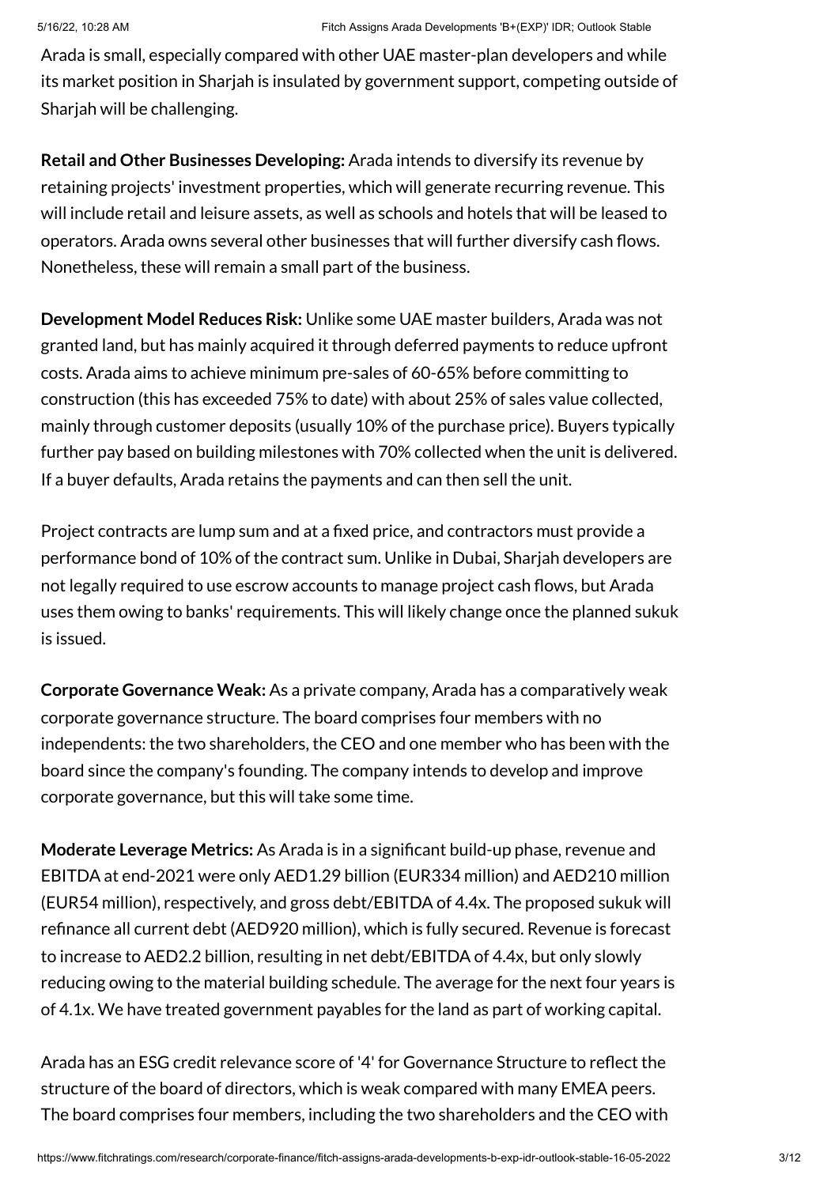Arada is small, especially compared with other UAE master-plan developers and while its market position in Sharjah is insulated by government support, competing outside of Sharjah will be challenging.

**Retail and Other Businesses Developing:** Arada intends to diversify its revenue by retaining projects' investment properties, which will generate recurring revenue. This will include retail and leisure assets, as well as schools and hotels that will be leased to operators. Arada owns several other businesses that will further diversify cash flows. Nonetheless, these will remain a small part of the business.

**Development Model Reduces Risk:** Unlike some UAE master builders, Arada was not granted land, but has mainly acquired it through deferred payments to reduce upfront costs. Arada aims to achieve minimum pre-sales of 60-65% before committing to construction (this has exceeded 75% to date) with about 25% of sales value collected, mainly through customer deposits (usually 10% of the purchase price). Buyers typically further pay based on building milestones with 70% collected when the unit is delivered. If a buyer defaults, Arada retains the payments and can then sell the unit.

Project contracts are lump sum and at a fixed price, and contractors must provide a performance bond of 10% of the contract sum. Unlike in Dubai, Sharjah developers are not legally required to use escrow accounts to manage project cash flows, but Arada uses them owing to banks' requirements. This will likely change once the planned sukuk is issued.

**Corporate Governance Weak:** As a private company, Arada has a comparatively weak corporate governance structure. The board comprises four members with no independents: the two shareholders, the CEO and one member who has been with the board since the company's founding. The company intends to develop and improve corporate governance, but this will take some time.

**Moderate Leverage Metrics:** As Arada is in a significant build-up phase, revenue and EBITDA at end-2021 were only AED1.29 billion (EUR334 million) and AED210 million (EUR54 million), respectively, and gross debt/EBITDA of 4.4x. The proposed sukuk will refinance all current debt (AED920 million), which is fully secured. Revenue is forecast to increase to AED2.2 billion, resulting in net debt/EBITDA of 4.4x, but only slowly reducing owing to the material building schedule. The average for the next four years is of 4.1x. We have treated government payables for the land as part of working capital.

Arada has an ESG credit relevance score of '4' for Governance Structure to reflect the structure of the board of directors, which is weak compared with many EMEA peers. The board comprises four members, including the two shareholders and the CEO with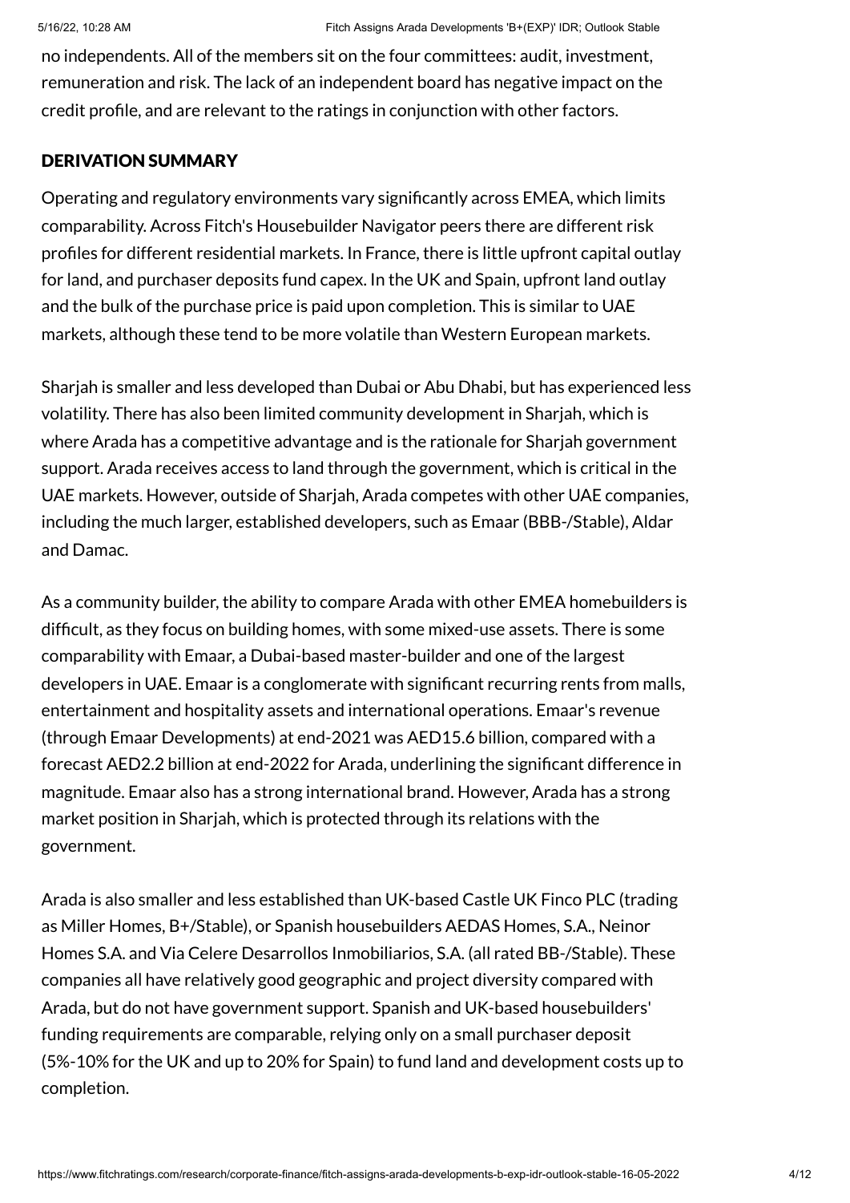no independents. All of the members sit on the four committees: audit, investment, remuneration and risk. The lack of an independent board has negative impact on the credit profile, and are relevant to the ratings in conjunction with other factors.

## DERIVATION SUMMARY

Operating and regulatory environments vary significantly across EMEA, which limits comparability. Across Fitch's Housebuilder Navigator peers there are different risk profiles for different residential markets. In France, there is little upfront capital outlay for land, and purchaser deposits fund capex. In the UK and Spain, upfront land outlay and the bulk of the purchase price is paid upon completion. This is similar to UAE markets, although these tend to be more volatile than Western European markets.

Sharjah is smaller and less developed than Dubai or Abu Dhabi, but has experienced less volatility. There has also been limited community development in Sharjah, which is where Arada has a competitive advantage and is the rationale for Sharjah government support. Arada receives access to land through the government, which is critical in the UAE markets. However, outside of Sharjah, Arada competes with other UAE companies, including the much larger, established developers, such as Emaar (BBB-/Stable), Aldar and Damac.

As a community builder, the ability to compare Arada with other EMEA homebuilders is difficult, as they focus on building homes, with some mixed-use assets. There is some comparability with Emaar, a Dubai-based master-builder and one of the largest developers in UAE. Emaar is a conglomerate with significant recurring rents from malls, entertainment and hospitality assets and international operations. Emaar's revenue (through Emaar Developments) at end-2021 was AED15.6 billion, compared with a forecast AED2.2 billion at end-2022 for Arada, underlining the significant difference in magnitude. Emaar also has a strong international brand. However, Arada has a strong market position in Sharjah, which is protected through its relations with the government.

Arada is also smaller and less established than UK-based Castle UK Finco PLC (trading as Miller Homes, B+/Stable), or Spanish housebuilders AEDAS Homes, S.A., Neinor Homes S.A. and Via Celere Desarrollos Inmobiliarios, S.A. (all rated BB-/Stable). These companies all have relatively good geographic and project diversity compared with Arada, but do not have government support. Spanish and UK-based housebuilders' funding requirements are comparable, relying only on a small purchaser deposit (5%-10% for the UK and up to 20% for Spain) to fund land and development costs up to completion.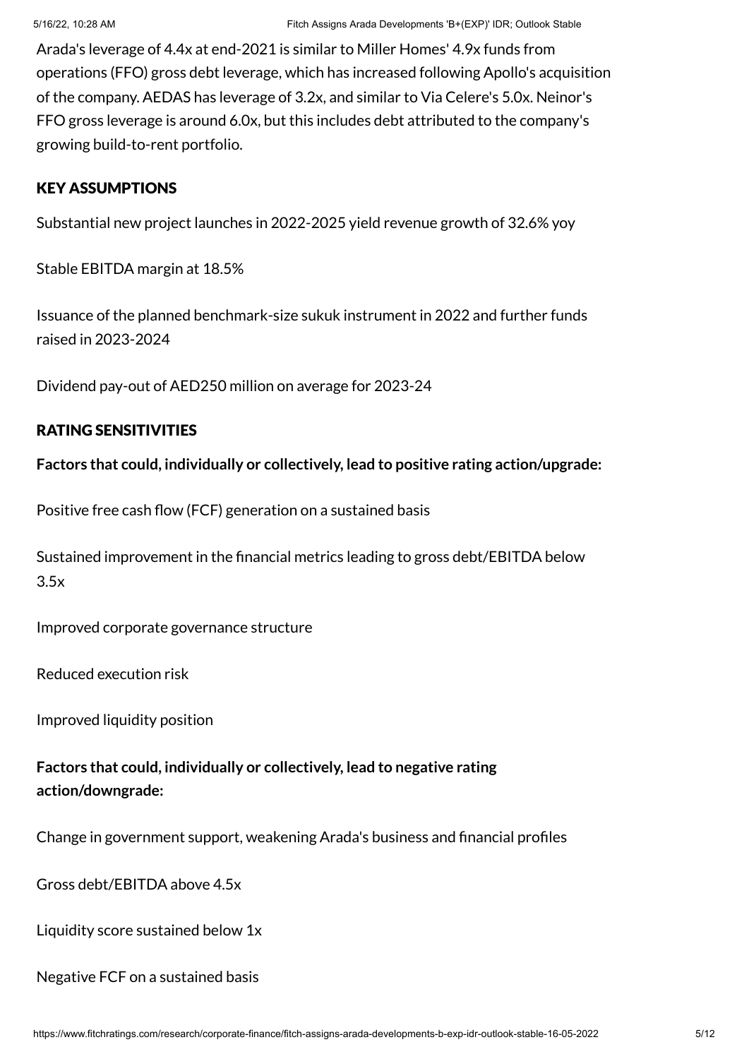Arada's leverage of 4.4x at end-2021 is similar to Miller Homes' 4.9x funds from operations (FFO) gross debt leverage, which has increased following Apollo's acquisition of the company. AEDAS has leverage of 3.2x, and similar to Via Celere's 5.0x. Neinor's FFO gross leverage is around 6.0x, but this includes debt attributed to the company's growing build-to-rent portfolio.

## KEY ASSUMPTIONS

Substantial new project launches in 2022-2025 yield revenue growth of 32.6% yoy

Stable EBITDA margin at 18.5%

Issuance of the planned benchmark-size sukuk instrument in 2022 and further funds raised in 2023-2024

Dividend pay-out of AED250 million on average for 2023-24

## RATING SENSITIVITIES

**Factors that could, individually or collectively, lead to positive rating action/upgrade:**

Positive free cash flow (FCF) generation on a sustained basis

Sustained improvement in the financial metrics leading to gross debt/EBITDA below 3.5x

Improved corporate governance structure

Reduced execution risk

Improved liquidity position

**Factors that could, individually or collectively, lead to negative rating action/downgrade:**

Change in government support, weakening Arada's business and financial profiles

Gross debt/EBITDA above 4.5x

Liquidity score sustained below 1x

Negative FCF on a sustained basis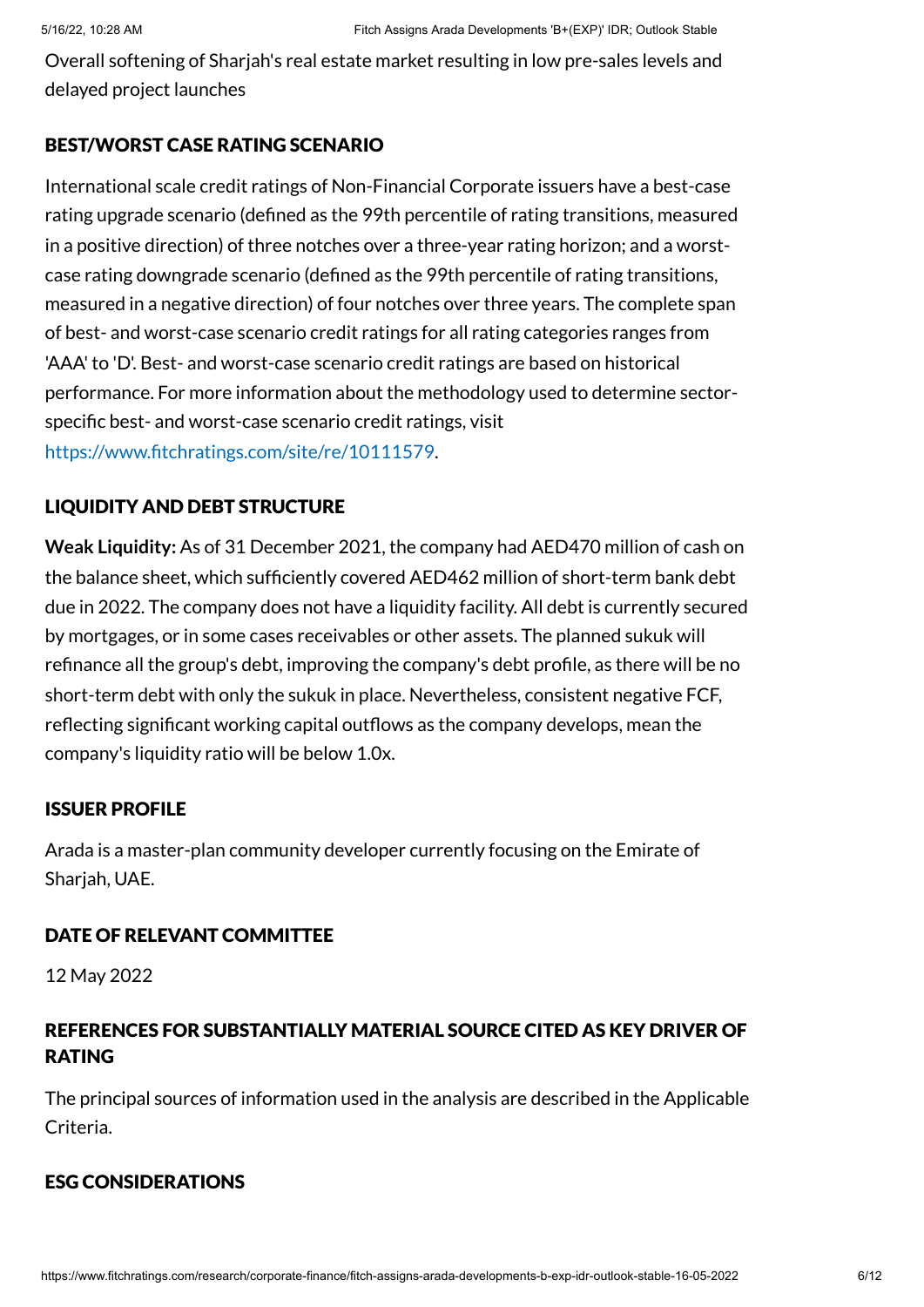Overall softening of Sharjah's real estate market resulting in low pre-sales levels and delayed project launches

## BEST/WORST CASE RATING SCENARIO

International scale credit ratings of Non-Financial Corporate issuers have a best-case rating upgrade scenario (defined as the 99th percentile of rating transitions, measured in a positive direction) of three notches over a three-year rating horizon; and a worst-case rating downgrade scenario (defined as the 99th percentile of rating transitions, measured in a negative direction) of four notches over three years. The complete span of best- and worst-case scenario credit ratings for all rating categories ranges from 'AAA' to 'D'. Best- and worst-case scenario credit ratings are based on historical performance. For more information about the methodology used to determine sector-specific best- and worst-case scenario credit ratings, visit https://www.fitchratings.com/site/re/10111579.

## LIQUIDITY AND DEBT STRUCTURE

**Weak Liquidity:** As of 31 December 2021, the company had AED470 million of cash on the balance sheet, which sufficiently covered AED462 million of short-term bank debt due in 2022. The company does not have a liquidity facility. All debt is currently secured by mortgages, or in some cases receivables or other assets. The planned sukuk will refinance all the group's debt, improving the company's debt profile, as there will be no short-term debt with only the sukuk in place. Nevertheless, consistent negative FCF, reflecting significant working capital outflows as the company develops, mean the company's liquidity ratio will be below 1.0x.

## ISSUER PROFILE

Arada is a master-plan community developer currently focusing on the Emirate of Sharjah, UAE.

## DATE OF RELEVANT COMMITTEE

12 May 2022

## REFERENCES FOR SUBSTANTIALLY MATERIAL SOURCE CITED AS KEY DRIVER OF RATING

The principal sources of information used in the analysis are described in the Applicable Criteria.

## ESG CONSIDERATIONS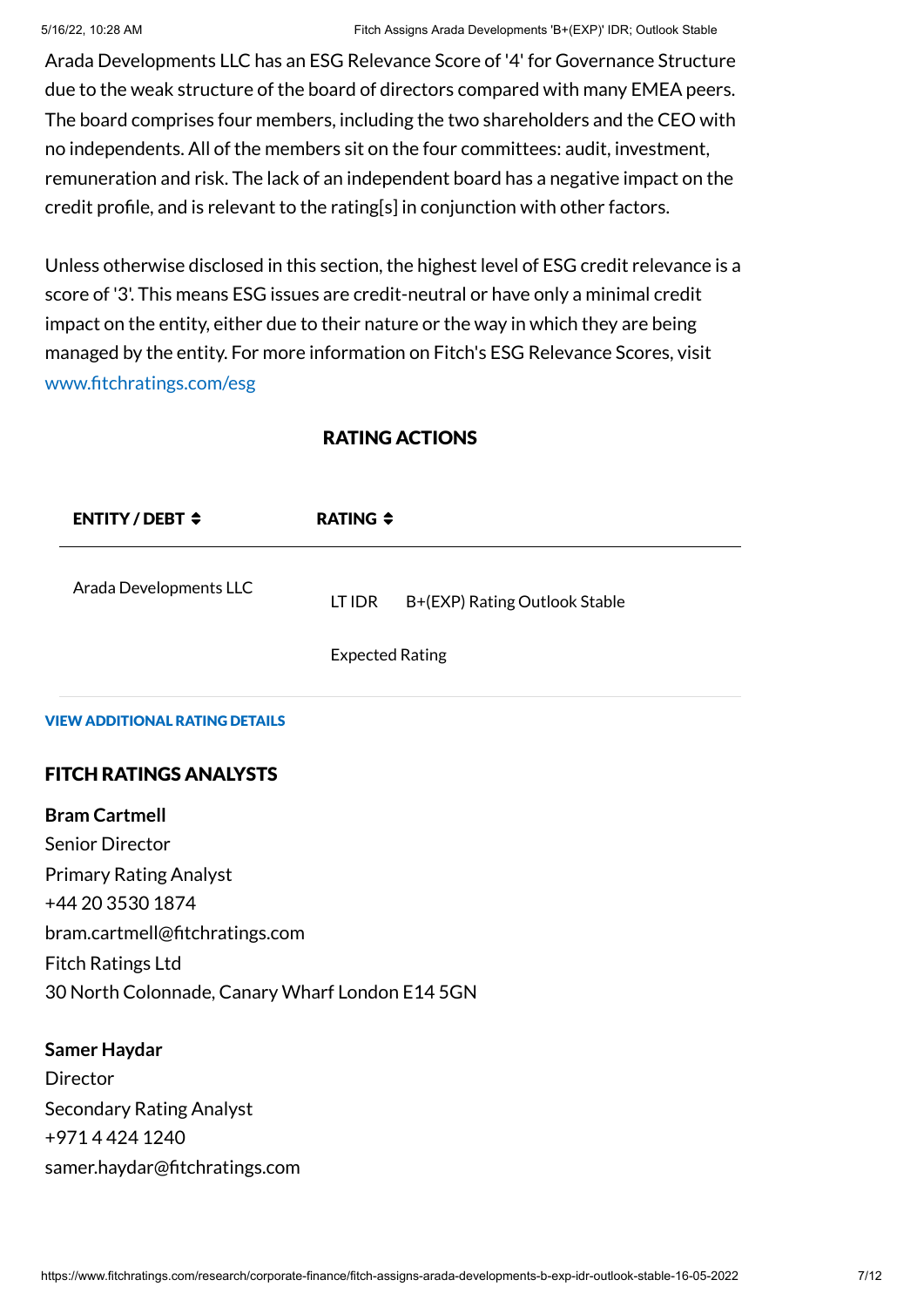Arada Developments LLC has an ESG Relevance Score of '4' for Governance Structure due to the weak structure of the board of directors compared with many EMEA peers. The board comprises four members, including the two shareholders and the CEO with no independents. All of the members sit on the four committees: audit, investment, remuneration and risk. The lack of an independent board has a negative impact on the credit profile, and is relevant to the rating[s] in conjunction with other factors.

Unless otherwise disclosed in this section, the highest level of ESG credit relevance is a score of '3'. This means ESG issues are credit-neutral or have only a minimal credit impact on the entity, either due to their nature or the way in which they are being managed by the entity. For more information on Fitch's ESG Relevance Scores, visit www.fitchratings.com/esg

## RATING ACTIONS

| ENTITY / DEBT | RATING | |
|---|---|---|
| Arada Developments LLC | LT IDR | B+(EXP) Rating Outlook Stable |
| | Expected Rating | |

**VIEW ADDITIONAL RATING DETAILS**

## FITCH RATINGS ANALYSTS

**Bram Cartmell**
Senior Director
Primary Rating Analyst
+44 20 3530 1874
bram.cartmell@fitchratings.com
Fitch Ratings Ltd
30 North Colonnade, Canary Wharf London E14 5GN

**Samer Haydar**
Director
Secondary Rating Analyst
+971 4 424 1240
samer.haydar@fitchratings.com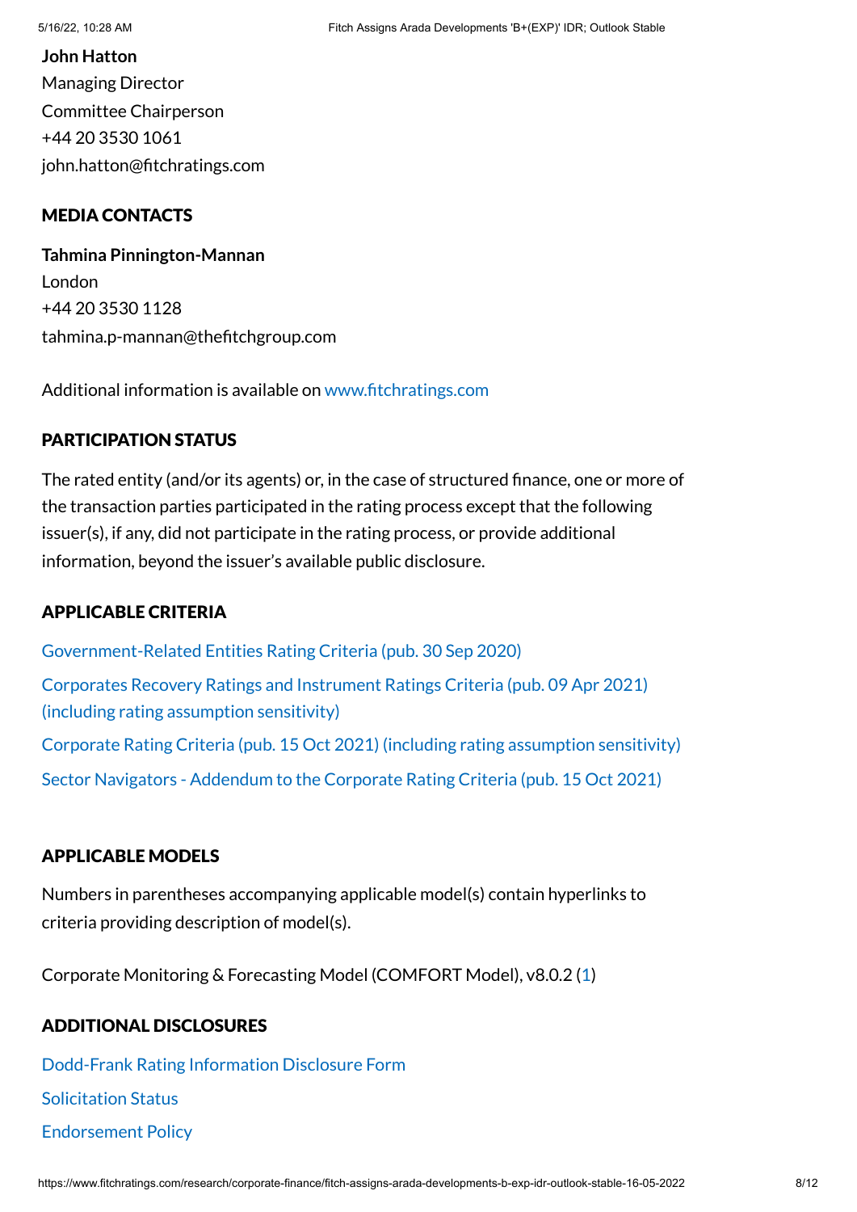**John Hatton**
Managing Director
Committee Chairperson
+44 20 3530 1061
john.hatton@fitchratings.com

## MEDIA CONTACTS

**Tahmina Pinnington-Mannan**
London
+44 20 3530 1128
tahmina.p-mannan@thefitchgroup.com

Additional information is available on www.fitchratings.com

## PARTICIPATION STATUS

The rated entity (and/or its agents) or, in the case of structured finance, one or more of the transaction parties participated in the rating process except that the following issuer(s), if any, did not participate in the rating process, or provide additional information, beyond the issuer's available public disclosure.

## APPLICABLE CRITERIA

Government-Related Entities Rating Criteria (pub. 30 Sep 2020)

Corporates Recovery Ratings and Instrument Ratings Criteria (pub. 09 Apr 2021) (including rating assumption sensitivity)

Corporate Rating Criteria (pub. 15 Oct 2021) (including rating assumption sensitivity)

Sector Navigators - Addendum to the Corporate Rating Criteria (pub. 15 Oct 2021)

## APPLICABLE MODELS

Numbers in parentheses accompanying applicable model(s) contain hyperlinks to criteria providing description of model(s).

Corporate Monitoring & Forecasting Model (COMFORT Model), v8.0.2 (1)

## ADDITIONAL DISCLOSURES

Dodd-Frank Rating Information Disclosure Form

Solicitation Status

Endorsement Policy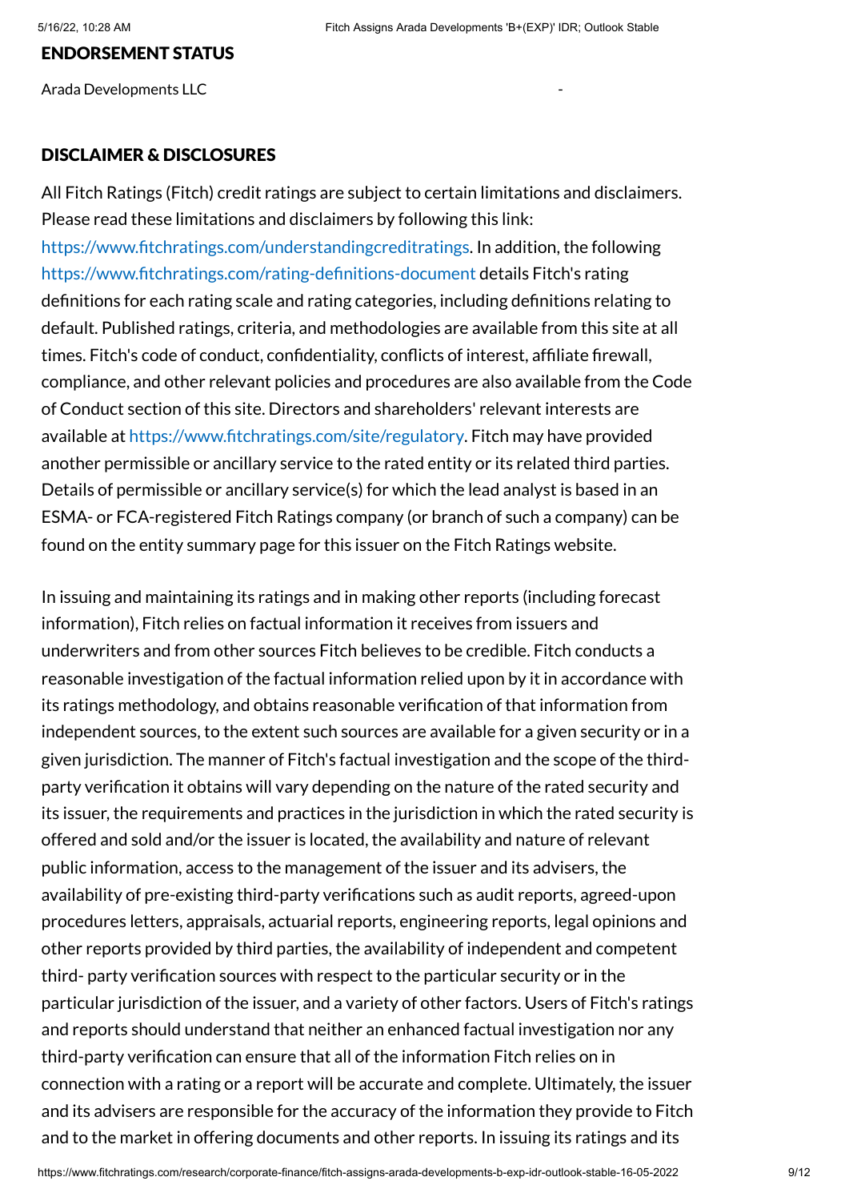## ENDORSEMENT STATUS

| | |
|---|---|
| Arada Developments LLC | - |

## DISCLAIMER & DISCLOSURES

All Fitch Ratings (Fitch) credit ratings are subject to certain limitations and disclaimers. Please read these limitations and disclaimers by following this link: https://www.fitchratings.com/understandingcreditratings. In addition, the following https://www.fitchratings.com/rating-definitions-document details Fitch's rating definitions for each rating scale and rating categories, including definitions relating to default. Published ratings, criteria, and methodologies are available from this site at all times. Fitch's code of conduct, confidentiality, conflicts of interest, affiliate firewall, compliance, and other relevant policies and procedures are also available from the Code of Conduct section of this site. Directors and shareholders' relevant interests are available at https://www.fitchratings.com/site/regulatory. Fitch may have provided another permissible or ancillary service to the rated entity or its related third parties. Details of permissible or ancillary service(s) for which the lead analyst is based in an ESMA- or FCA-registered Fitch Ratings company (or branch of such a company) can be found on the entity summary page for this issuer on the Fitch Ratings website.

In issuing and maintaining its ratings and in making other reports (including forecast information), Fitch relies on factual information it receives from issuers and underwriters and from other sources Fitch believes to be credible. Fitch conducts a reasonable investigation of the factual information relied upon by it in accordance with its ratings methodology, and obtains reasonable verification of that information from independent sources, to the extent such sources are available for a given security or in a given jurisdiction. The manner of Fitch's factual investigation and the scope of the third-party verification it obtains will vary depending on the nature of the rated security and its issuer, the requirements and practices in the jurisdiction in which the rated security is offered and sold and/or the issuer is located, the availability and nature of relevant public information, access to the management of the issuer and its advisers, the availability of pre-existing third-party verifications such as audit reports, agreed-upon procedures letters, appraisals, actuarial reports, engineering reports, legal opinions and other reports provided by third parties, the availability of independent and competent third- party verification sources with respect to the particular security or in the particular jurisdiction of the issuer, and a variety of other factors. Users of Fitch's ratings and reports should understand that neither an enhanced factual investigation nor any third-party verification can ensure that all of the information Fitch relies on in connection with a rating or a report will be accurate and complete. Ultimately, the issuer and its advisers are responsible for the accuracy of the information they provide to Fitch and to the market in offering documents and other reports. In issuing its ratings and its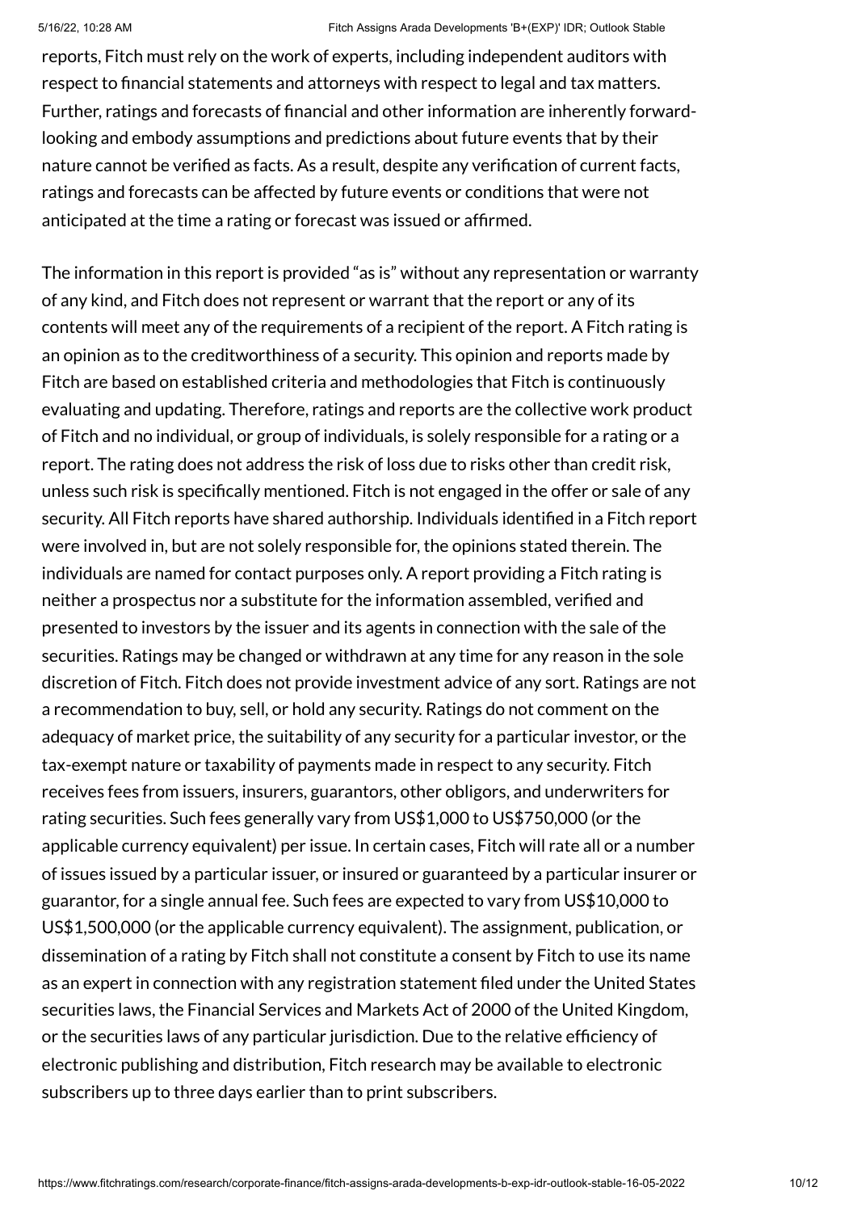reports, Fitch must rely on the work of experts, including independent auditors with respect to financial statements and attorneys with respect to legal and tax matters. Further, ratings and forecasts of financial and other information are inherently forward-looking and embody assumptions and predictions about future events that by their nature cannot be verified as facts. As a result, despite any verification of current facts, ratings and forecasts can be affected by future events or conditions that were not anticipated at the time a rating or forecast was issued or affirmed.

The information in this report is provided "as is" without any representation or warranty of any kind, and Fitch does not represent or warrant that the report or any of its contents will meet any of the requirements of a recipient of the report. A Fitch rating is an opinion as to the creditworthiness of a security. This opinion and reports made by Fitch are based on established criteria and methodologies that Fitch is continuously evaluating and updating. Therefore, ratings and reports are the collective work product of Fitch and no individual, or group of individuals, is solely responsible for a rating or a report. The rating does not address the risk of loss due to risks other than credit risk, unless such risk is specifically mentioned. Fitch is not engaged in the offer or sale of any security. All Fitch reports have shared authorship. Individuals identified in a Fitch report were involved in, but are not solely responsible for, the opinions stated therein. The individuals are named for contact purposes only. A report providing a Fitch rating is neither a prospectus nor a substitute for the information assembled, verified and presented to investors by the issuer and its agents in connection with the sale of the securities. Ratings may be changed or withdrawn at any time for any reason in the sole discretion of Fitch. Fitch does not provide investment advice of any sort. Ratings are not a recommendation to buy, sell, or hold any security. Ratings do not comment on the adequacy of market price, the suitability of any security for a particular investor, or the tax-exempt nature or taxability of payments made in respect to any security. Fitch receives fees from issuers, insurers, guarantors, other obligors, and underwriters for rating securities. Such fees generally vary from US$1,000 to US$750,000 (or the applicable currency equivalent) per issue. In certain cases, Fitch will rate all or a number of issues issued by a particular issuer, or insured or guaranteed by a particular insurer or guarantor, for a single annual fee. Such fees are expected to vary from US$10,000 to US$1,500,000 (or the applicable currency equivalent). The assignment, publication, or dissemination of a rating by Fitch shall not constitute a consent by Fitch to use its name as an expert in connection with any registration statement filed under the United States securities laws, the Financial Services and Markets Act of 2000 of the United Kingdom, or the securities laws of any particular jurisdiction. Due to the relative efficiency of electronic publishing and distribution, Fitch research may be available to electronic subscribers up to three days earlier than to print subscribers.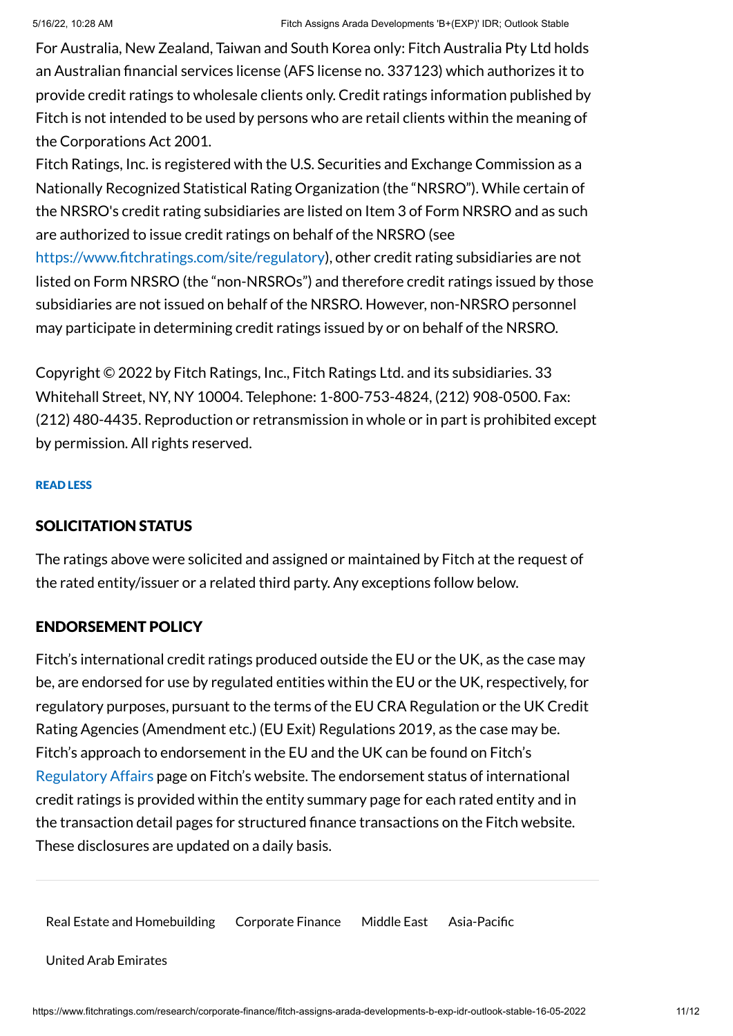For Australia, New Zealand, Taiwan and South Korea only: Fitch Australia Pty Ltd holds an Australian financial services license (AFS license no. 337123) which authorizes it to provide credit ratings to wholesale clients only. Credit ratings information published by Fitch is not intended to be used by persons who are retail clients within the meaning of the Corporations Act 2001.

Fitch Ratings, Inc. is registered with the U.S. Securities and Exchange Commission as a Nationally Recognized Statistical Rating Organization (the "NRSRO"). While certain of the NRSRO's credit rating subsidiaries are listed on Item 3 of Form NRSRO and as such are authorized to issue credit ratings on behalf of the NRSRO (see https://www.fitchratings.com/site/regulatory), other credit rating subsidiaries are not listed on Form NRSRO (the "non-NRSROs") and therefore credit ratings issued by those subsidiaries are not issued on behalf of the NRSRO. However, non-NRSRO personnel may participate in determining credit ratings issued by or on behalf of the NRSRO.

Copyright © 2022 by Fitch Ratings, Inc., Fitch Ratings Ltd. and its subsidiaries. 33 Whitehall Street, NY, NY 10004. Telephone: 1-800-753-4824, (212) 908-0500. Fax: (212) 480-4435. Reproduction or retransmission in whole or in part is prohibited except by permission. All rights reserved.

READ LESS

## SOLICITATION STATUS

The ratings above were solicited and assigned or maintained by Fitch at the request of the rated entity/issuer or a related third party. Any exceptions follow below.

## ENDORSEMENT POLICY

Fitch's international credit ratings produced outside the EU or the UK, as the case may be, are endorsed for use by regulated entities within the EU or the UK, respectively, for regulatory purposes, pursuant to the terms of the EU CRA Regulation or the UK Credit Rating Agencies (Amendment etc.) (EU Exit) Regulations 2019, as the case may be. Fitch's approach to endorsement in the EU and the UK can be found on Fitch's Regulatory Affairs page on Fitch's website. The endorsement status of international credit ratings is provided within the entity summary page for each rated entity and in the transaction detail pages for structured finance transactions on the Fitch website. These disclosures are updated on a daily basis.

Real Estate and Homebuilding    Corporate Finance    Middle East    Asia-Pacific

United Arab Emirates